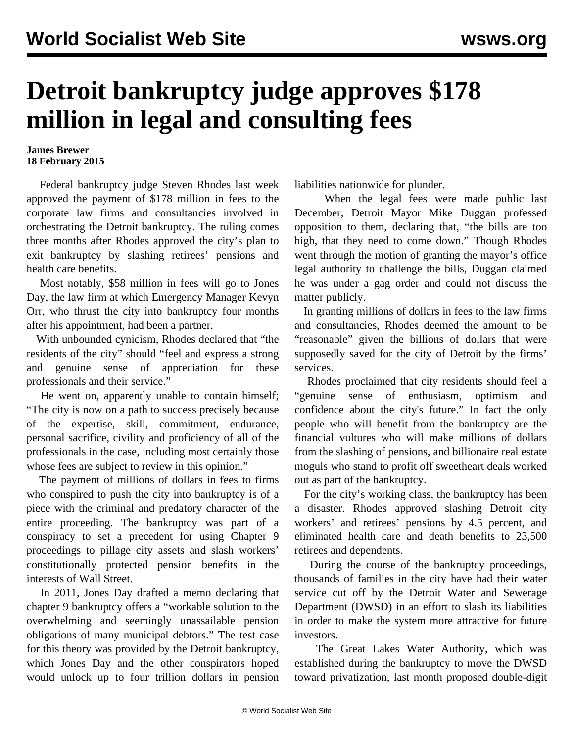# Detroit bankruptcy judge approves $178 million in legal and consulting fees

**James Brewer**
**18 February 2015**

Federal bankruptcy judge Steven Rhodes last week approved the payment of $178 million in fees to the corporate law firms and consultancies involved in orchestrating the Detroit bankruptcy. The ruling comes three months after Rhodes approved the city's plan to exit bankruptcy by slashing retirees' pensions and health care benefits.

Most notably, $58 million in fees will go to Jones Day, the law firm at which Emergency Manager Kevyn Orr, who thrust the city into bankruptcy four months after his appointment, had been a partner.

With unbounded cynicism, Rhodes declared that "the residents of the city" should "feel and express a strong and genuine sense of appreciation for these professionals and their service."

He went on, apparently unable to contain himself; "The city is now on a path to success precisely because of the expertise, skill, commitment, endurance, personal sacrifice, civility and proficiency of all of the professionals in the case, including most certainly those whose fees are subject to review in this opinion."

The payment of millions of dollars in fees to firms who conspired to push the city into bankruptcy is of a piece with the criminal and predatory character of the entire proceeding. The bankruptcy was part of a conspiracy to set a precedent for using Chapter 9 proceedings to pillage city assets and slash workers' constitutionally protected pension benefits in the interests of Wall Street.

In 2011, Jones Day drafted a memo declaring that chapter 9 bankruptcy offers a "workable solution to the overwhelming and seemingly unassailable pension obligations of many municipal debtors." The test case for this theory was provided by the Detroit bankruptcy, which Jones Day and the other conspirators hoped would unlock up to four trillion dollars in pension liabilities nationwide for plunder.

When the legal fees were made public last December, Detroit Mayor Mike Duggan professed opposition to them, declaring that, "the bills are too high, that they need to come down." Though Rhodes went through the motion of granting the mayor's office legal authority to challenge the bills, Duggan claimed he was under a gag order and could not discuss the matter publicly.

In granting millions of dollars in fees to the law firms and consultancies, Rhodes deemed the amount to be "reasonable" given the billions of dollars that were supposedly saved for the city of Detroit by the firms' services.

Rhodes proclaimed that city residents should feel a "genuine sense of enthusiasm, optimism and confidence about the city's future." In fact the only people who will benefit from the bankruptcy are the financial vultures who will make millions of dollars from the slashing of pensions, and billionaire real estate moguls who stand to profit off sweetheart deals worked out as part of the bankruptcy.

For the city's working class, the bankruptcy has been a disaster. Rhodes approved slashing Detroit city workers' and retirees' pensions by 4.5 percent, and eliminated health care and death benefits to 23,500 retirees and dependents.

During the course of the bankruptcy proceedings, thousands of families in the city have had their water service cut off by the Detroit Water and Sewerage Department (DWSD) in an effort to slash its liabilities in order to make the system more attractive for future investors.

The Great Lakes Water Authority, which was established during the bankruptcy to move the DWSD toward privatization, last month proposed double-digit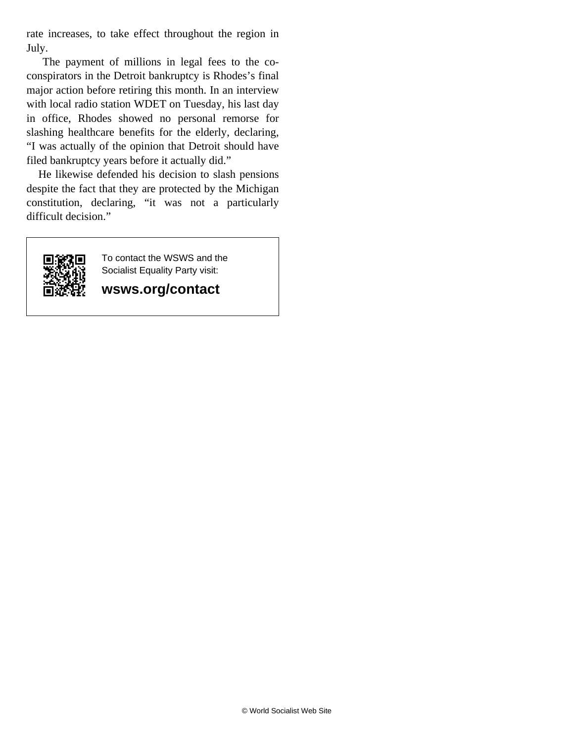rate increases, to take effect throughout the region in July.

The payment of millions in legal fees to the co-conspirators in the Detroit bankruptcy is Rhodes's final major action before retiring this month. In an interview with local radio station WDET on Tuesday, his last day in office, Rhodes showed no personal remorse for slashing healthcare benefits for the elderly, declaring, "I was actually of the opinion that Detroit should have filed bankruptcy years before it actually did."

He likewise defended his decision to slash pensions despite the fact that they are protected by the Michigan constitution, declaring, "it was not a particularly difficult decision."

To contact the WSWS and the Socialist Equality Party visit:

**wsws.org/contact**